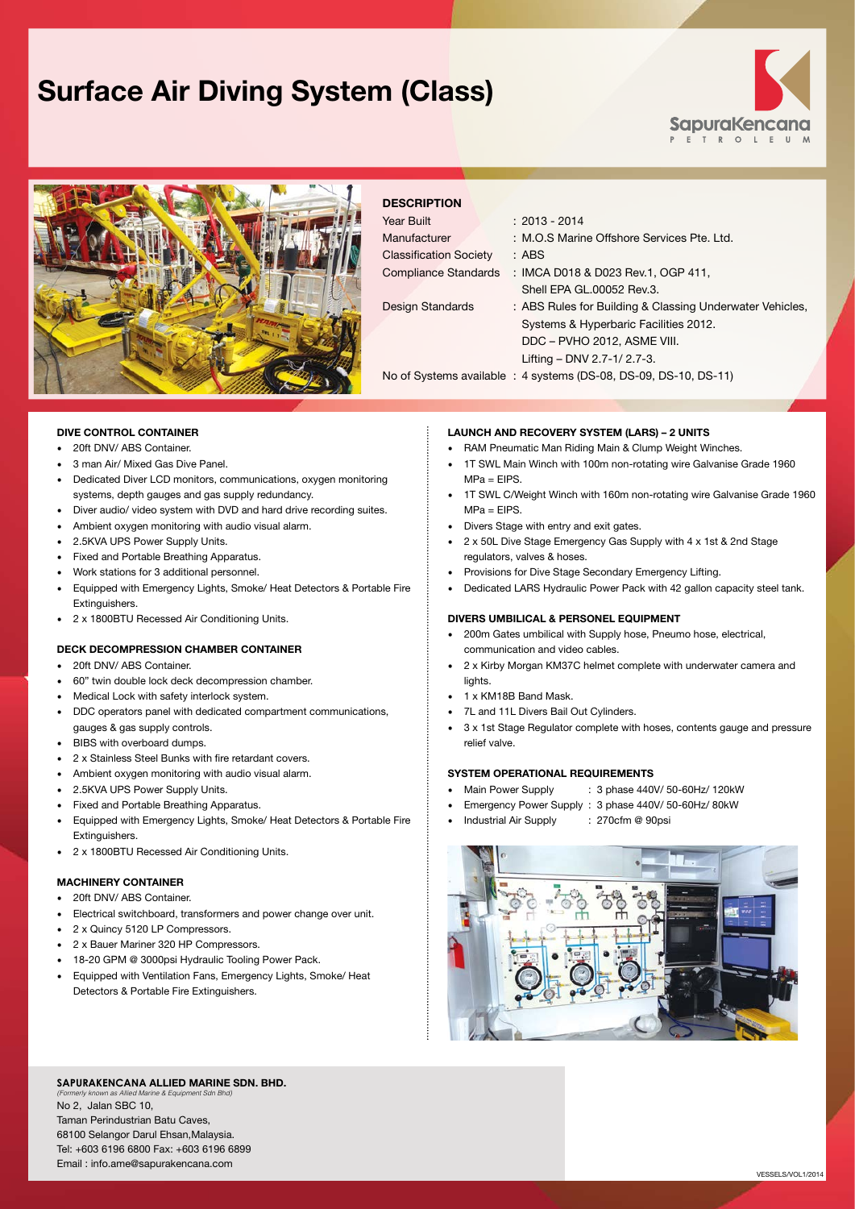# Surface Air Diving System (Class)

SapuraKencana PETROLEUM

## DESCRIPTION

| | |
|---|---|
| Year Built | : 2013 - 2014 |
| Manufacturer | : M.O.S Marine Offshore Services Pte. Ltd. |
| Classification Society | : ABS |
| Compliance Standards | : IMCA D018 & D023 Rev.1, OGP 411, Shell EPA GL.00052 Rev.3. |
| Design Standards | : ABS Rules for Building & Classing Underwater Vehicles, Systems & Hyperbaric Facilities 2012. DDC – PVHO 2012, ASME VIII. Lifting – DNV 2.7-1/ 2.7-3. |
| No of Systems available | : 4 systems (DS-08, DS-09, DS-10, DS-11) |

### DIVE CONTROL CONTAINER

- 20ft DNV/ ABS Container.
- 3 man Air/ Mixed Gas Dive Panel.
- Dedicated Diver LCD monitors, communications, oxygen monitoring systems, depth gauges and gas supply redundancy.
- Diver audio/ video system with DVD and hard drive recording suites.
- Ambient oxygen monitoring with audio visual alarm.
- 2.5KVA UPS Power Supply Units.
- Fixed and Portable Breathing Apparatus.
- Work stations for 3 additional personnel.
- Equipped with Emergency Lights, Smoke/ Heat Detectors & Portable Fire Extinguishers.
- 2 x 1800BTU Recessed Air Conditioning Units.

### DECK DECOMPRESSION CHAMBER CONTAINER

- 20ft DNV/ ABS Container.
- 60" twin double lock deck decompression chamber.
- Medical Lock with safety interlock system.
- DDC operators panel with dedicated compartment communications, gauges & gas supply controls.
- BIBS with overboard dumps.
- 2 x Stainless Steel Bunks with fire retardant covers.
- Ambient oxygen monitoring with audio visual alarm.
- 2.5KVA UPS Power Supply Units.
- Fixed and Portable Breathing Apparatus.
- Equipped with Emergency Lights, Smoke/ Heat Detectors & Portable Fire Extinguishers.
- 2 x 1800BTU Recessed Air Conditioning Units.

### MACHINERY CONTAINER

- 20ft DNV/ ABS Container.
- Electrical switchboard, transformers and power change over unit.
- 2 x Quincy 5120 LP Compressors.
- 2 x Bauer Mariner 320 HP Compressors.
- 18-20 GPM @ 3000psi Hydraulic Tooling Power Pack.
- Equipped with Ventilation Fans, Emergency Lights, Smoke/ Heat Detectors & Portable Fire Extinguishers.

### LAUNCH AND RECOVERY SYSTEM (LARS) – 2 UNITS

- RAM Pneumatic Man Riding Main & Clump Weight Winches.
- 1T SWL Main Winch with 100m non-rotating wire Galvanise Grade 1960 MPa = EIPS.
- 1T SWL C/Weight Winch with 160m non-rotating wire Galvanise Grade 1960 MPa = EIPS.
- Divers Stage with entry and exit gates.
- 2 x 50L Dive Stage Emergency Gas Supply with 4 x 1st & 2nd Stage regulators, valves & hoses.
- Provisions for Dive Stage Secondary Emergency Lifting.
- Dedicated LARS Hydraulic Power Pack with 42 gallon capacity steel tank.

### DIVERS UMBILICAL & PERSONEL EQUIPMENT

- 200m Gates umbilical with Supply hose, Pneumo hose, electrical, communication and video cables.
- 2 x Kirby Morgan KM37C helmet complete with underwater camera and lights.
- 1 x KM18B Band Mask.
- 7L and 11L Divers Bail Out Cylinders.
- 3 x 1st Stage Regulator complete with hoses, contents gauge and pressure relief valve.

### SYSTEM OPERATIONAL REQUIREMENTS

- Main Power Supply : 3 phase 440V/ 50-60Hz/ 120kW
- Emergency Power Supply : 3 phase 440V/ 50-60Hz/ 80kW
- Industrial Air Supply : 270cfm @ 90psi

**SAPURAKENCANA ALLIED MARINE SDN. BHD.**
*(Formerly known as Allied Marine & Equipment Sdn Bhd)*
No 2, Jalan SBC 10,
Taman Perindustrian Batu Caves,
68100 Selangor Darul Ehsan,Malaysia.
Tel: +603 6196 6800 Fax: +603 6196 6899
Email : info.ame@sapurakencana.com

VESSELS/VOL1/2014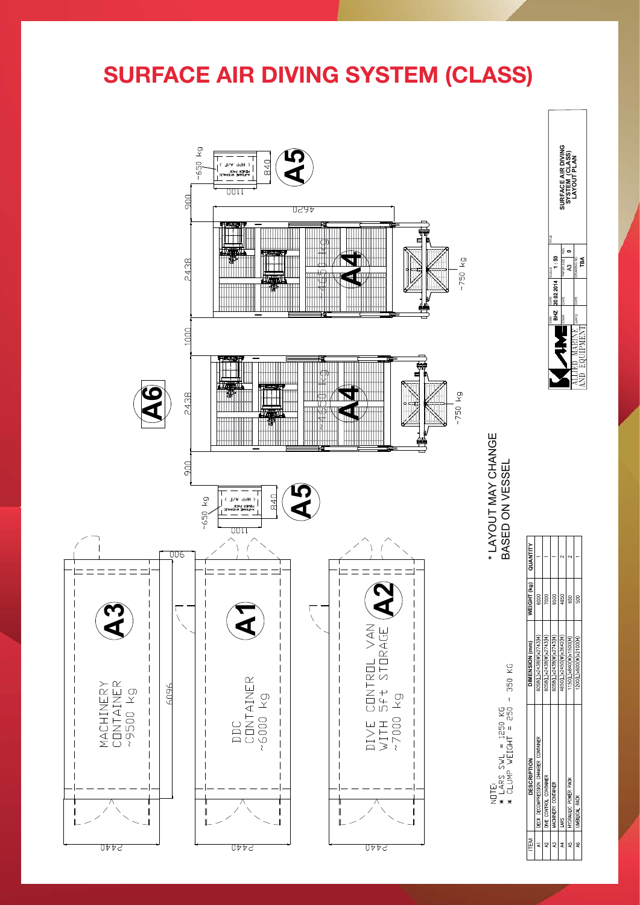# SURFACE AIR DIVING SYSTEM (CLASS)

MACHINERY CONTAINER ~9500 kg

DDC CONTAINER ~6000 kg

DIVE CONTROL VAN WITH 5ft STORAGE ~7000 kg

A1 A2 A3 A4 A5 A6

~4650 kg

~750 kg

~650 kg

2440 6096 900 1100 840 900 2438 1000 2438 900 4620

\* LAYOUT MAY CHANGE BASED ON VESSEL

NOTE:
\* LARS SWL = 1250 KG
\* CLUMP WEIGHT = 250 ~ 350 KG

| ITEM | DESCRIPTION | DIMENSION (mm) | WEIGHT (kg) | QUANTITY |
|---|---|---|---|---|
| A1 | DECK DECOMPRESSION CHAMBER CONTAINER | 6058(L)x2438(W)x2743(H) | 6000 | 1 |
| A2 | DIVE CONTROL CONTAINER | 6058(L)x2438(W)x2743(H) | 7000 | 1 |
| A3 | MACHINERY CONTAINER | 6058(L)x2438(W)x2743(H) | 9500 | 1 |
| A4 | LARS | 4650(L)x2450(W)x3642(H) | 4650 | 2 |
| A5 | HYDRAULIC POWER PACK | 1150(L)x840(W)x1500(H) | 650 | 2 |
| A6 | UMBILICAL RACK | 1200(L)x600(W)x2100(H) | 500 | 1 |

| | | | |
|---|---|---|---|
| ALLIED MARINE AND EQUIPMENT | DRWN: BHZ | DATE: 20.02.2014 | SCALE: 1 : 50 |
| | ENGR: | DATE: | PAPER SIZE: A3 / REV: 0 |
| | APP'D: | DATE: | DRAWING NO: TBA |

TITLE: SURFACE AIR DIVING SYSTEM (CLASS) LAYOUT PLAN